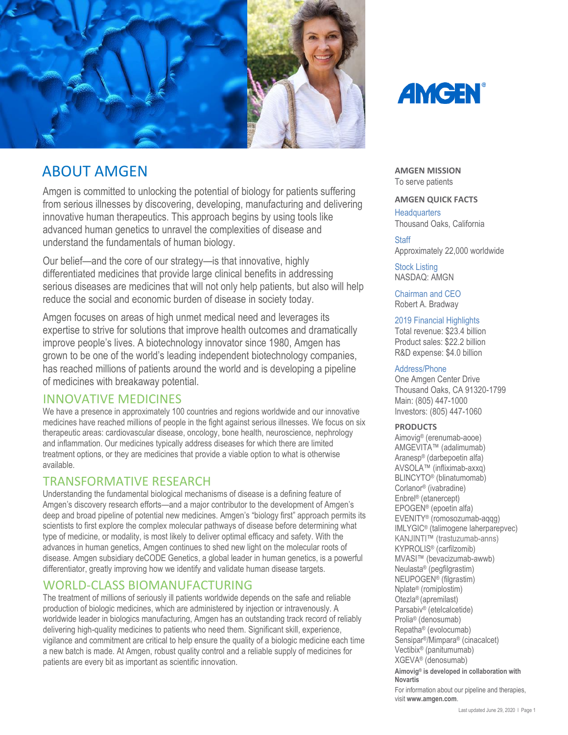# ABOUT AMGEN

Amgen is committed to unlocking the potential of biology for patients suffering from serious illnesses by discovering, developing, manufacturing and delivering innovative human therapeutics. This approach begins by using tools like advanced human genetics to unravel the complexities of disease and understand the fundamentals of human biology.

Our belief—and the core of our strategy—is that innovative, highly differentiated medicines that provide large clinical benefits in addressing serious diseases are medicines that will not only help patients, but also will help reduce the social and economic burden of disease in society today.

Amgen focuses on areas of high unmet medical need and leverages its expertise to strive for solutions that improve health outcomes and dramatically improve people's lives. A biotechnology innovator since 1980, Amgen has grown to be one of the world's leading independent biotechnology companies, has reached millions of patients around the world and is developing a pipeline of medicines with breakaway potential.

## INNOVATIVE MEDICINES

We have a presence in approximately 100 countries and regions worldwide and our innovative medicines have reached millions of people in the fight against serious illnesses. We focus on six therapeutic areas: cardiovascular disease, oncology, bone health, neuroscience, nephrology and inflammation. Our medicines typically address diseases for which there are limited treatment options, or they are medicines that provide a viable option to what is otherwise available.

## TRANSFORMATIVE RESEARCH

Understanding the fundamental biological mechanisms of disease is a defining feature of Amgen's discovery research efforts—and a major contributor to the development of Amgen's deep and broad pipeline of potential new medicines. Amgen's "biology first" approach permits its scientists to first explore the complex molecular pathways of disease before determining what type of medicine, or modality, is most likely to deliver optimal efficacy and safety. With the advances in human genetics, Amgen continues to shed new light on the molecular roots of disease. Amgen subsidiary deCODE Genetics, a global leader in human genetics, is a powerful differentiator, greatly improving how we identify and validate human disease targets.

## WORLD-CLASS BIOMANUFACTURING

The treatment of millions of seriously ill patients worldwide depends on the safe and reliable production of biologic medicines, which are administered by injection or intravenously. A worldwide leader in biologics manufacturing, Amgen has an outstanding track record of reliably delivering high-quality medicines to patients who need them. Significant skill, experience, vigilance and commitment are critical to help ensure the quality of a biologic medicine each time a new batch is made. At Amgen, robust quality control and a reliable supply of medicines for patients are every bit as important as scientific innovation.

### AMGEN MISSION

To serve patients

### AMGEN QUICK FACTS

**Headquarters**
Thousand Oaks, California

**Staff**
Approximately 22,000 worldwide

**Stock Listing**
NASDAQ: AMGN

**Chairman and CEO**
Robert A. Bradway

**2019 Financial Highlights**
Total revenue: $23.4 billion
Product sales: $22.2 billion
R&D expense: $4.0 billion

**Address/Phone**
One Amgen Center Drive
Thousand Oaks, CA 91320-1799
Main: (805) 447-1000
Investors: (805) 447-1060

### PRODUCTS

- Aimovig® (erenumab-aooe)
- AMGEVITA™ (adalimumab)
- Aranesp® (darbepoetin alfa)
- AVSOLA™ (infliximab-axxq)
- BLINCYTO® (blinatumomab)
- Corlanor® (ivabradine)
- Enbrel® (etanercept)
- EPOGEN® (epoetin alfa)
- EVENITY® (romosozumab-aqqg)
- IMLYGIC® (talimogene laherparepvec)
- KANJINTI™ (trastuzumab-anns)
- KYPROLIS® (carfilzomib)
- MVASI™ (bevacizumab-awwb)
- Neulasta® (pegfilgrastim)
- NEUPOGEN® (filgrastim)
- Nplate® (romiplostim)
- Otezla® (apremilast)
- Parsabiv® (etelcalcetide)
- Prolia® (denosumab)
- Repatha® (evolocumab)
- Sensipar®/Mimpara® (cinacalcet)
- Vectibix® (panitumumab)
- XGEVA® (denosumab)

**Aimovig® is developed in collaboration with Novartis**

For information about our pipeline and therapies, visit **www.amgen.com**.

Last updated June 29, 2020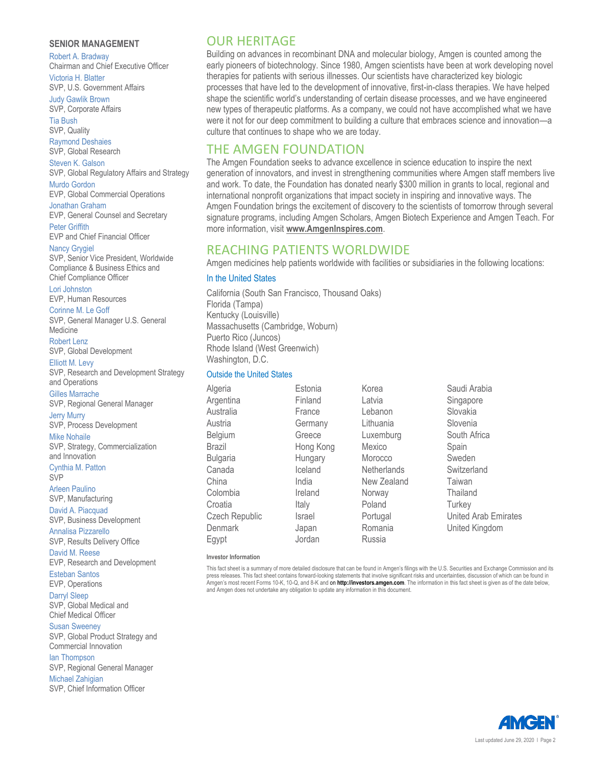## SENIOR MANAGEMENT

Robert A. Bradway
Chairman and Chief Executive Officer

Victoria H. Blatter
SVP, U.S. Government Affairs

Judy Gawlik Brown
SVP, Corporate Affairs

Tia Bush
SVP, Quality

Raymond Deshaies
SVP, Global Research

Steven K. Galson
SVP, Global Regulatory Affairs and Strategy

Murdo Gordon
EVP, Global Commercial Operations

Jonathan Graham
EVP, General Counsel and Secretary

Peter Griffith
EVP and Chief Financial Officer

Nancy Grygiel
SVP, Senior Vice President, Worldwide Compliance & Business Ethics and Chief Compliance Officer

Lori Johnston
EVP, Human Resources

Corinne M. Le Goff
SVP, General Manager U.S. General Medicine

Robert Lenz
SVP, Global Development

Elliott M. Levy
SVP, Research and Development Strategy and Operations

Gilles Marrache
SVP, Regional General Manager

Jerry Murry
SVP, Process Development

Mike Nohaile
SVP, Strategy, Commercialization and Innovation

Cynthia M. Patton
SVP

Arleen Paulino
SVP, Manufacturing

David A. Piacquad
SVP, Business Development

Annalisa Pizzarello
SVP, Results Delivery Office

David M. Reese
EVP, Research and Development

Esteban Santos
EVP, Operations

Darryl Sleep
SVP, Global Medical and Chief Medical Officer

Susan Sweeney
SVP, Global Product Strategy and Commercial Innovation

Ian Thompson
SVP, Regional General Manager

Michael Zahigian
SVP, Chief Information Officer

## OUR HERITAGE

Building on advances in recombinant DNA and molecular biology, Amgen is counted among the early pioneers of biotechnology. Since 1980, Amgen scientists have been at work developing novel therapies for patients with serious illnesses. Our scientists have characterized key biologic processes that have led to the development of innovative, first-in-class therapies. We have helped shape the scientific world's understanding of certain disease processes, and we have engineered new types of therapeutic platforms. As a company, we could not have accomplished what we have were it not for our deep commitment to building a culture that embraces science and innovation—a culture that continues to shape who we are today.

## THE AMGEN FOUNDATION

The Amgen Foundation seeks to advance excellence in science education to inspire the next generation of innovators, and invest in strengthening communities where Amgen staff members live and work. To date, the Foundation has donated nearly $300 million in grants to local, regional and international nonprofit organizations that impact society in inspiring and innovative ways. The Amgen Foundation brings the excitement of discovery to the scientists of tomorrow through several signature programs, including Amgen Scholars, Amgen Biotech Experience and Amgen Teach. For more information, visit **www.AmgenInspires.com**.

## REACHING PATIENTS WORLDWIDE

Amgen medicines help patients worldwide with facilities or subsidiaries in the following locations:

### In the United States

California (South San Francisco, Thousand Oaks)
Florida (Tampa)
Kentucky (Louisville)
Massachusetts (Cambridge, Woburn)
Puerto Rico (Juncos)
Rhode Island (West Greenwich)
Washington, D.C.

### Outside the United States

| | | | |
|---|---|---|---|
| Algeria | Estonia | Korea | Saudi Arabia |
| Argentina | Finland | Latvia | Singapore |
| Australia | France | Lebanon | Slovakia |
| Austria | Germany | Lithuania | Slovenia |
| Belgium | Greece | Luxemburg | South Africa |
| Brazil | Hong Kong | Mexico | Spain |
| Bulgaria | Hungary | Morocco | Sweden |
| Canada | Iceland | Netherlands | Switzerland |
| China | India | New Zealand | Taiwan |
| Colombia | Ireland | Norway | Thailand |
| Croatia | Italy | Poland | Turkey |
| Czech Republic | Israel | Portugal | United Arab Emirates |
| Denmark | Japan | Romania | United Kingdom |
| Egypt | Jordan | Russia | |

**Investor Information**

This fact sheet is a summary of more detailed disclosure that can be found in Amgen's filings with the U.S. Securities and Exchange Commission and its press releases. This fact sheet contains forward-looking statements that involve significant risks and uncertainties, discussion of which can be found in Amgen's most recent Forms 10-K, 10-Q, and 8-K and on **http://investors.amgen.com**. The information in this fact sheet is given as of the date below, and Amgen does not undertake any obligation to update any information in this document.

AMGEN

Last updated June 29, 2020